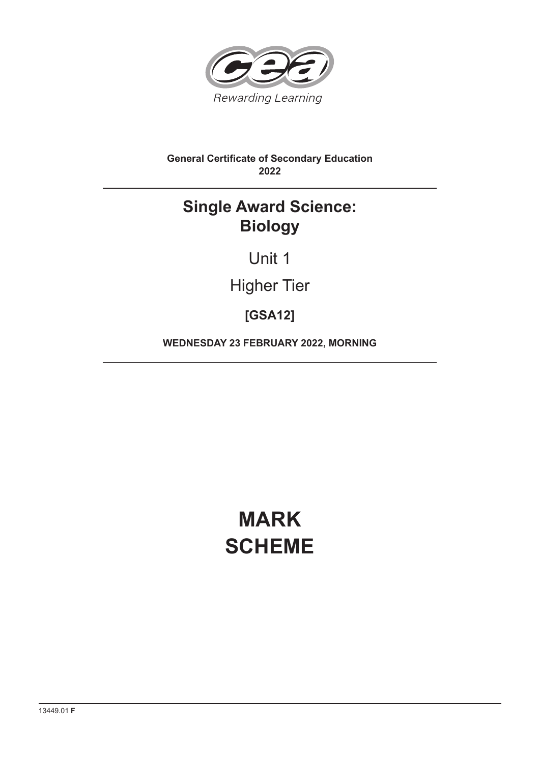Rewarding Learning

**General Certificate of Secondary Education**
**2022**

# Single Award Science: Biology

Unit 1

Higher Tier

**[GSA12]**

**WEDNESDAY 23 FEBRUARY 2022, MORNING**

# MARK SCHEME

13449.01 **F**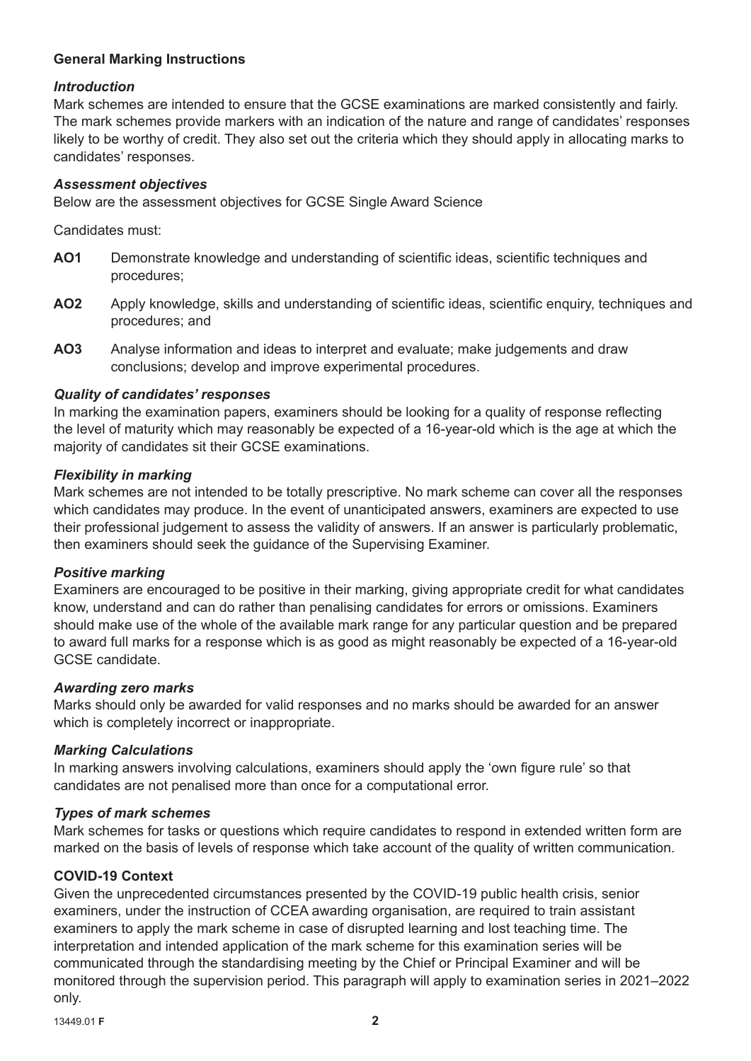## General Marking Instructions

### *Introduction*

Mark schemes are intended to ensure that the GCSE examinations are marked consistently and fairly. The mark schemes provide markers with an indication of the nature and range of candidates' responses likely to be worthy of credit. They also set out the criteria which they should apply in allocating marks to candidates' responses.

### *Assessment objectives*

Below are the assessment objectives for GCSE Single Award Science

Candidates must:

**AO1** Demonstrate knowledge and understanding of scientific ideas, scientific techniques and procedures;

**AO2** Apply knowledge, skills and understanding of scientific ideas, scientific enquiry, techniques and procedures; and

**AO3** Analyse information and ideas to interpret and evaluate; make judgements and draw conclusions; develop and improve experimental procedures.

### *Quality of candidates' responses*

In marking the examination papers, examiners should be looking for a quality of response reflecting the level of maturity which may reasonably be expected of a 16-year-old which is the age at which the majority of candidates sit their GCSE examinations.

### *Flexibility in marking*

Mark schemes are not intended to be totally prescriptive. No mark scheme can cover all the responses which candidates may produce. In the event of unanticipated answers, examiners are expected to use their professional judgement to assess the validity of answers. If an answer is particularly problematic, then examiners should seek the guidance of the Supervising Examiner.

### *Positive marking*

Examiners are encouraged to be positive in their marking, giving appropriate credit for what candidates know, understand and can do rather than penalising candidates for errors or omissions. Examiners should make use of the whole of the available mark range for any particular question and be prepared to award full marks for a response which is as good as might reasonably be expected of a 16-year-old GCSE candidate.

### *Awarding zero marks*

Marks should only be awarded for valid responses and no marks should be awarded for an answer which is completely incorrect or inappropriate.

### *Marking Calculations*

In marking answers involving calculations, examiners should apply the 'own figure rule' so that candidates are not penalised more than once for a computational error.

### *Types of mark schemes*

Mark schemes for tasks or questions which require candidates to respond in extended written form are marked on the basis of levels of response which take account of the quality of written communication.

## COVID-19 Context

Given the unprecedented circumstances presented by the COVID-19 public health crisis, senior examiners, under the instruction of CCEA awarding organisation, are required to train assistant examiners to apply the mark scheme in case of disrupted learning and lost teaching time. The interpretation and intended application of the mark scheme for this examination series will be communicated through the standardising meeting by the Chief or Principal Examiner and will be monitored through the supervision period. This paragraph will apply to examination series in 2021–2022 only.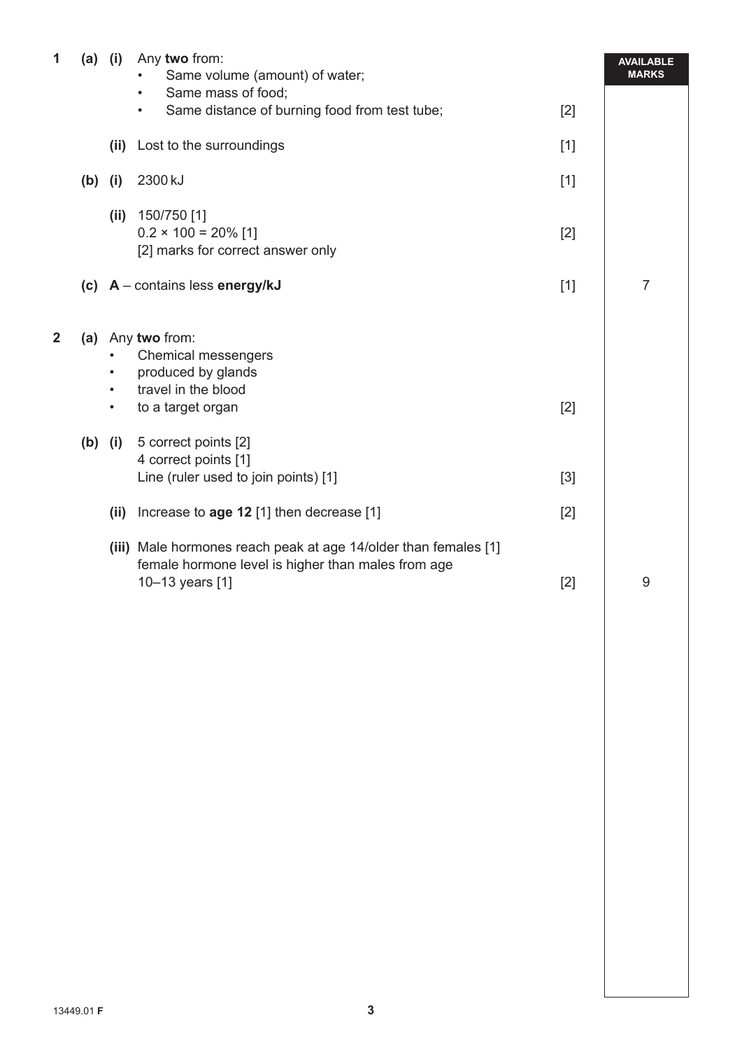| | | | | | AVAILABLE MARKS |
|---|---|---|---|---|---|
| 1 | (a) | (i) | Any **two** from:<br>• Same volume (amount) of water;<br>• Same mass of food;<br>• Same distance of burning food from test tube; | [2] | |
| | | (ii) | Lost to the surroundings | [1] | |
| | (b) | (i) | 2300 kJ | [1] | |
| | | (ii) | 150/750 [1]<br>0.2 × 100 = 20% [1]<br>[2] marks for correct answer only | [2] | |
| | (c) | | **A** – contains less **energy/kJ** | [1] | 7 |
| 2 | (a) | | Any **two** from:<br>• Chemical messengers<br>• produced by glands<br>• travel in the blood<br>• to a target organ | [2] | |
| | (b) | (i) | 5 correct points [2]<br>4 correct points [1]<br>Line (ruler used to join points) [1] | [3] | |
| | | (ii) | Increase to **age 12** [1] then decrease [1] | [2] | |
| | | (iii) | Male hormones reach peak at age 14/older than females [1]<br>female hormone level is higher than males from age 10–13 years [1] | [2] | 9 |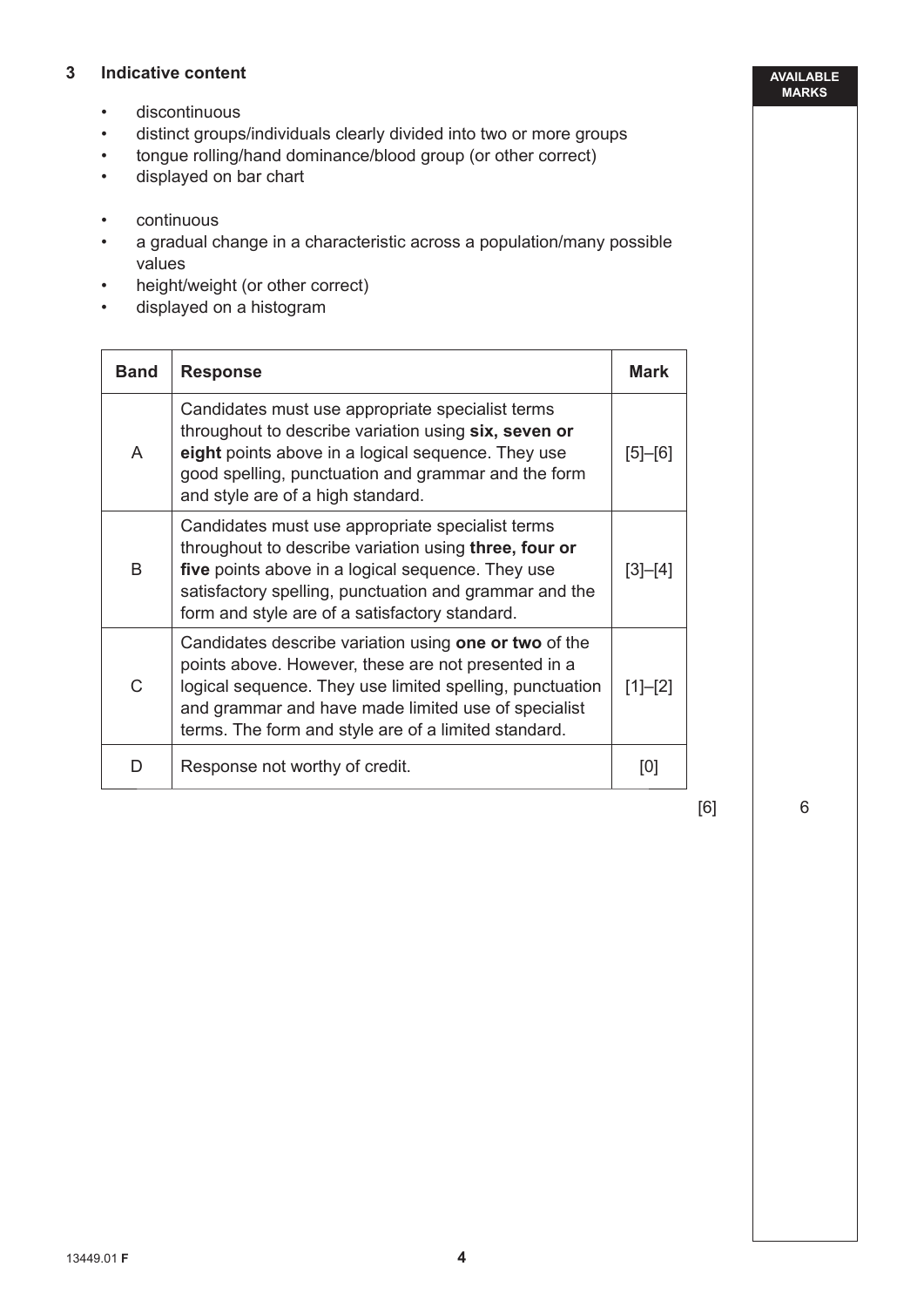**3 Indicative content**

- discontinuous
- distinct groups/individuals clearly divided into two or more groups
- tongue rolling/hand dominance/blood group (or other correct)
- displayed on bar chart

- continuous
- a gradual change in a characteristic across a population/many possible values
- height/weight (or other correct)
- displayed on a histogram

| Band | Response | Mark |
|---|---|---|
| A | Candidates must use appropriate specialist terms throughout to describe variation using **six, seven or eight** points above in a logical sequence. They use good spelling, punctuation and grammar and the form and style are of a high standard. | [5]–[6] |
| B | Candidates must use appropriate specialist terms throughout to describe variation using **three, four or five** points above in a logical sequence. They use satisfactory spelling, punctuation and grammar and the form and style are of a satisfactory standard. | [3]–[4] |
| C | Candidates describe variation using **one or two** of the points above. However, these are not presented in a logical sequence. They use limited spelling, punctuation and grammar and have made limited use of specialist terms. The form and style are of a limited standard. | [1]–[2] |
| D | Response not worthy of credit. | [0] |

[6]

AVAILABLE MARKS: 6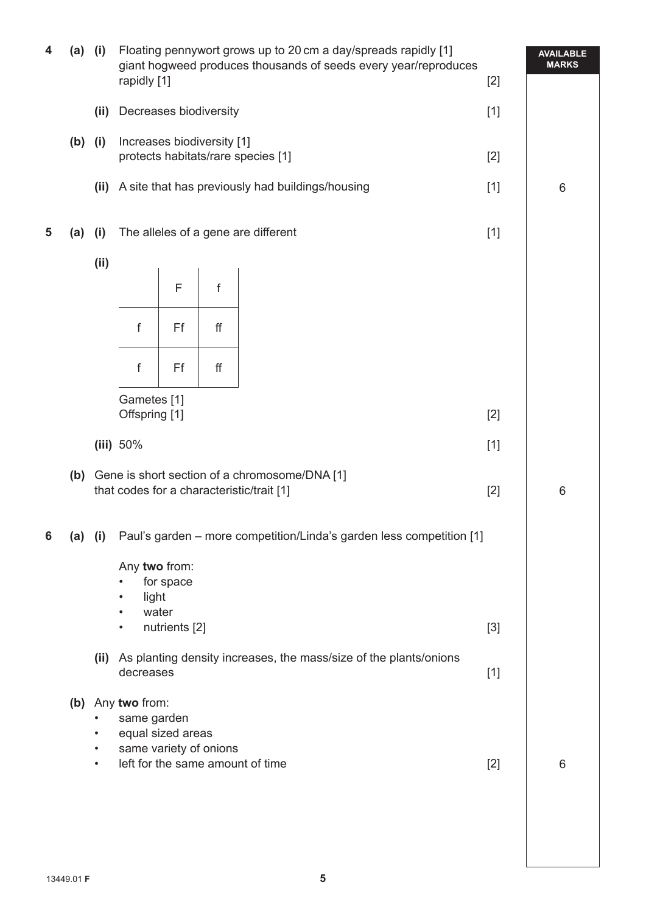**4 (a) (i)** Floating pennywort grows up to 20 cm a day/spreads rapidly [1]
giant hogweed produces thousands of seeds every year/reproduces rapidly [1] [2]

**(ii)** Decreases biodiversity [1]

**(b) (i)** Increases biodiversity [1]
protects habitats/rare species [1] [2]

**(ii)** A site that has previously had buildings/housing [1] — **6**

**5 (a) (i)** The alleles of a gene are different [1]

**(ii)**

| | F | f |
|---|---|---|
| f | Ff | ff |
| f | Ff | ff |

Gametes [1]
Offspring [1] [2]

**(iii)** 50% [1]

**(b)** Gene is short section of a chromosome/DNA [1]
that codes for a characteristic/trait [1] [2] — **6**

**6 (a) (i)** Paul's garden – more competition/Linda's garden less competition [1]

Any **two** from:

- for space
- light
- water
- nutrients [2] [3]

**(ii)** As planting density increases, the mass/size of the plants/onions decreases [1]

**(b)** Any **two** from:

- same garden
- equal sized areas
- same variety of onions
- left for the same amount of time [2] — **6**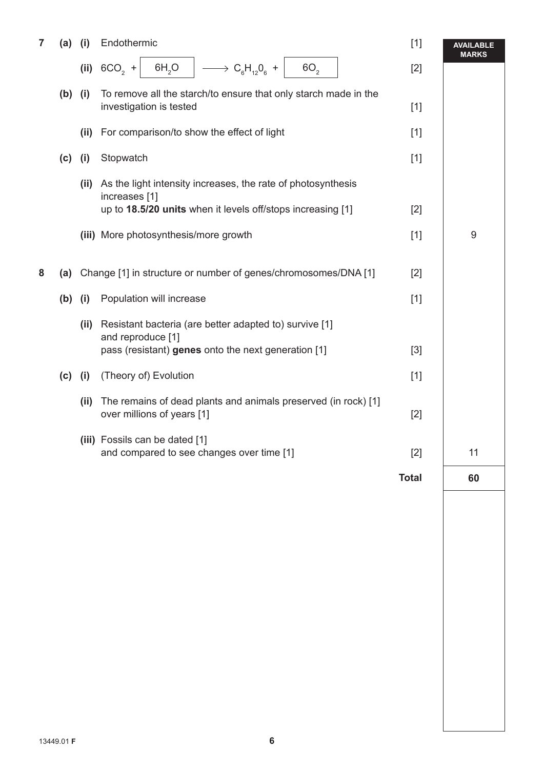| | | | | | AVAILABLE MARKS |
|---|---|---|---|---|---|
| 7 | (a) | (i) | Endothermic | [1] | |
| | | (ii) | $6CO_2$ + $6H_2O$ $\longrightarrow$ $C_6H_{12}0_6$ + $6O_2$ | [2] | |
| | (b) | (i) | To remove all the starch/to ensure that only starch made in the investigation is tested | [1] | |
| | | (ii) | For comparison/to show the effect of light | [1] | |
| | (c) | (i) | Stopwatch | [1] | |
| | | (ii) | As the light intensity increases, the rate of photosynthesis increases [1] up to **18.5/20 units** when it levels off/stops increasing [1] | [2] | |
| | | (iii) | More photosynthesis/more growth | [1] | 9 |
| 8 | (a) | | Change [1] in structure or number of genes/chromosomes/DNA [1] | [2] | |
| | (b) | (i) | Population will increase | [1] | |
| | | (ii) | Resistant bacteria (are better adapted to) survive [1] and reproduce [1] pass (resistant) **genes** onto the next generation [1] | [3] | |
| | (c) | (i) | (Theory of) Evolution | [1] | |
| | | (ii) | The remains of dead plants and animals preserved (in rock) [1] over millions of years [1] | [2] | |
| | | (iii) | Fossils can be dated [1] and compared to see changes over time [1] | [2] | 11 |
| | | | | **Total** | **60** |